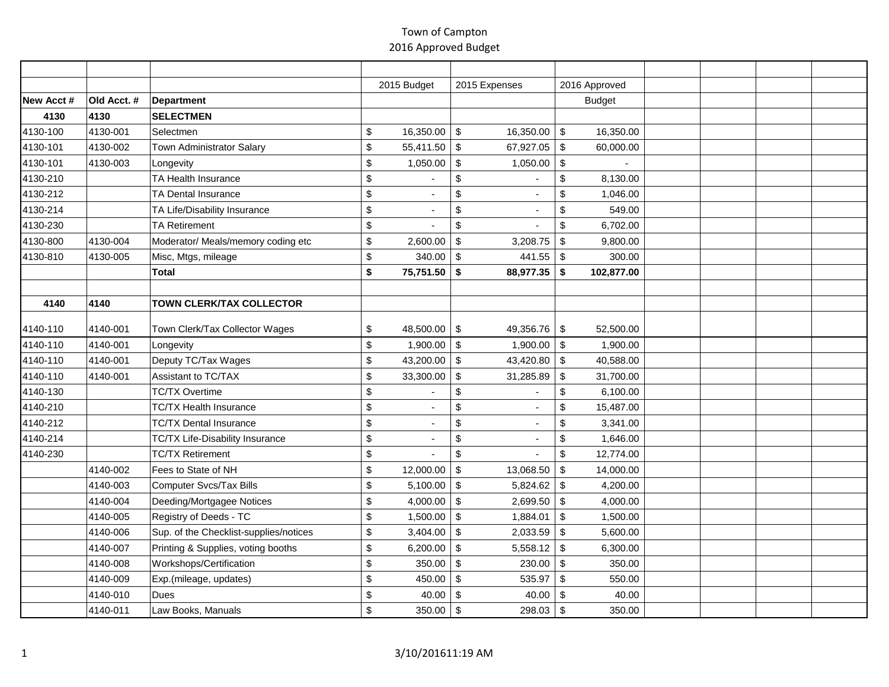# Town of Campton
## 2016 Approved Budget

| New Acct # | Old Acct. # | Department | 2015 Budget | 2015 Expenses | 2016 Approved Budget | | | | |
|---|---|---|---|---|---|---|---|---|---|
| **4130** | **4130** | **SELECTMEN** | | | | | | | |
| 4130-100 | 4130-001 | Selectmen | $ 16,350.00 | $ 16,350.00 | $ 16,350.00 | | | | |
| 4130-101 | 4130-002 | Town Administrator Salary | $ 55,411.50 | $ 67,927.05 | $ 60,000.00 | | | | |
| 4130-101 | 4130-003 | Longevity | $ 1,050.00 | $ 1,050.00 | $ - | | | | |
| 4130-210 | | TA Health Insurance | $ - | $ - | $ 8,130.00 | | | | |
| 4130-212 | | TA Dental Insurance | $ - | $ - | $ 1,046.00 | | | | |
| 4130-214 | | TA Life/Disability Insurance | $ - | $ - | $ 549.00 | | | | |
| 4130-230 | | TA Retirement | $ - | $ - | $ 6,702.00 | | | | |
| 4130-800 | 4130-004 | Moderator/ Meals/memory coding etc | $ 2,600.00 | $ 3,208.75 | $ 9,800.00 | | | | |
| 4130-810 | 4130-005 | Misc, Mtgs, mileage | $ 340.00 | $ 441.55 | $ 300.00 | | | | |
| | | **Total** | **$ 75,751.50** | **$ 88,977.35** | **$ 102,877.00** | | | | |
| | | | | | | | | | |
| **4140** | **4140** | **TOWN CLERK/TAX COLLECTOR** | | | | | | | |
| 4140-110 | 4140-001 | Town Clerk/Tax Collector Wages | $ 48,500.00 | $ 49,356.76 | $ 52,500.00 | | | | |
| 4140-110 | 4140-001 | Longevity | $ 1,900.00 | $ 1,900.00 | $ 1,900.00 | | | | |
| 4140-110 | 4140-001 | Deputy TC/Tax Wages | $ 43,200.00 | $ 43,420.80 | $ 40,588.00 | | | | |
| 4140-110 | 4140-001 | Assistant to TC/TAX | $ 33,300.00 | $ 31,285.89 | $ 31,700.00 | | | | |
| 4140-130 | | TC/TX Overtime | $ - | $ - | $ 6,100.00 | | | | |
| 4140-210 | | TC/TX Health Insurance | $ - | $ - | $ 15,487.00 | | | | |
| 4140-212 | | TC/TX Dental Insurance | $ - | $ - | $ 3,341.00 | | | | |
| 4140-214 | | TC/TX Life-Disability Insurance | $ - | $ - | $ 1,646.00 | | | | |
| 4140-230 | | TC/TX Retirement | $ - | $ - | $ 12,774.00 | | | | |
| | 4140-002 | Fees to State of NH | $ 12,000.00 | $ 13,068.50 | $ 14,000.00 | | | | |
| | 4140-003 | Computer Svcs/Tax Bills | $ 5,100.00 | $ 5,824.62 | $ 4,200.00 | | | | |
| | 4140-004 | Deeding/Mortgagee Notices | $ 4,000.00 | $ 2,699.50 | $ 4,000.00 | | | | |
| | 4140-005 | Registry of Deeds - TC | $ 1,500.00 | $ 1,884.01 | $ 1,500.00 | | | | |
| | 4140-006 | Sup. of the Checklist-supplies/notices | $ 3,404.00 | $ 2,033.59 | $ 5,600.00 | | | | |
| | 4140-007 | Printing & Supplies, voting booths | $ 6,200.00 | $ 5,558.12 | $ 6,300.00 | | | | |
| | 4140-008 | Workshops/Certification | $ 350.00 | $ 230.00 | $ 350.00 | | | | |
| | 4140-009 | Exp.(mileage, updates) | $ 450.00 | $ 535.97 | $ 550.00 | | | | |
| | 4140-010 | Dues | $ 40.00 | $ 40.00 | $ 40.00 | | | | |
| | 4140-011 | Law Books, Manuals | $ 350.00 | $ 298.03 | $ 350.00 | | | | |

3/10/201611:19 AM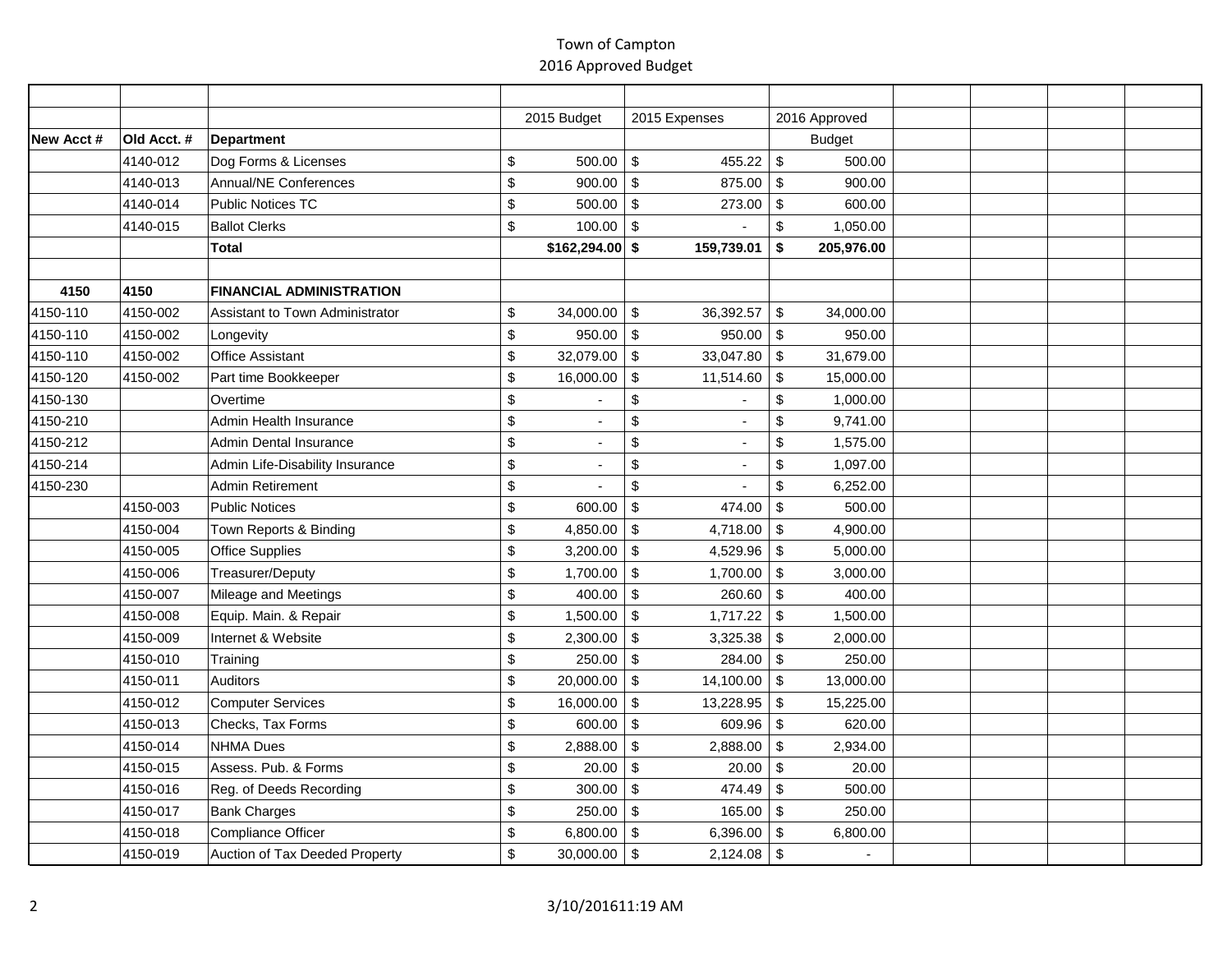Town of Campton
2016 Approved Budget

| New Acct # | Old Acct. # | Department | 2015 Budget | 2015 Expenses | 2016 Approved Budget | | | | |
|---|---|---|---|---|---|---|---|---|---|
| | 4140-012 | Dog Forms & Licenses | $ 500.00 | $ 455.22 | $ 500.00 | | | | |
| | 4140-013 | Annual/NE Conferences | $ 900.00 | $ 875.00 | $ 900.00 | | | | |
| | 4140-014 | Public Notices TC | $ 500.00 | $ 273.00 | $ 600.00 | | | | |
| | 4140-015 | Ballot Clerks | $ 100.00 | $ - | $ 1,050.00 | | | | |
| | | **Total** | **$162,294.00** | **$ 159,739.01** | **$ 205,976.00** | | | | |
| | | | | | | | | | |
| **4150** | **4150** | **FINANCIAL ADMINISTRATION** | | | | | | | |
| 4150-110 | 4150-002 | Assistant to Town Administrator | $ 34,000.00 | $ 36,392.57 | $ 34,000.00 | | | | |
| 4150-110 | 4150-002 | Longevity | $ 950.00 | $ 950.00 | $ 950.00 | | | | |
| 4150-110 | 4150-002 | Office Assistant | $ 32,079.00 | $ 33,047.80 | $ 31,679.00 | | | | |
| 4150-120 | 4150-002 | Part time Bookkeeper | $ 16,000.00 | $ 11,514.60 | $ 15,000.00 | | | | |
| 4150-130 | | Overtime | $ - | $ - | $ 1,000.00 | | | | |
| 4150-210 | | Admin Health Insurance | $ - | $ - | $ 9,741.00 | | | | |
| 4150-212 | | Admin Dental Insurance | $ - | $ - | $ 1,575.00 | | | | |
| 4150-214 | | Admin Life-Disability Insurance | $ - | $ - | $ 1,097.00 | | | | |
| 4150-230 | | Admin Retirement | $ - | $ - | $ 6,252.00 | | | | |
| | 4150-003 | Public Notices | $ 600.00 | $ 474.00 | $ 500.00 | | | | |
| | 4150-004 | Town Reports & Binding | $ 4,850.00 | $ 4,718.00 | $ 4,900.00 | | | | |
| | 4150-005 | Office Supplies | $ 3,200.00 | $ 4,529.96 | $ 5,000.00 | | | | |
| | 4150-006 | Treasurer/Deputy | $ 1,700.00 | $ 1,700.00 | $ 3,000.00 | | | | |
| | 4150-007 | Mileage and Meetings | $ 400.00 | $ 260.60 | $ 400.00 | | | | |
| | 4150-008 | Equip. Main. & Repair | $ 1,500.00 | $ 1,717.22 | $ 1,500.00 | | | | |
| | 4150-009 | Internet & Website | $ 2,300.00 | $ 3,325.38 | $ 2,000.00 | | | | |
| | 4150-010 | Training | $ 250.00 | $ 284.00 | $ 250.00 | | | | |
| | 4150-011 | Auditors | $ 20,000.00 | $ 14,100.00 | $ 13,000.00 | | | | |
| | 4150-012 | Computer Services | $ 16,000.00 | $ 13,228.95 | $ 15,225.00 | | | | |
| | 4150-013 | Checks, Tax Forms | $ 600.00 | $ 609.96 | $ 620.00 | | | | |
| | 4150-014 | NHMA Dues | $ 2,888.00 | $ 2,888.00 | $ 2,934.00 | | | | |
| | 4150-015 | Assess. Pub. & Forms | $ 20.00 | $ 20.00 | $ 20.00 | | | | |
| | 4150-016 | Reg. of Deeds Recording | $ 300.00 | $ 474.49 | $ 500.00 | | | | |
| | 4150-017 | Bank Charges | $ 250.00 | $ 165.00 | $ 250.00 | | | | |
| | 4150-018 | Compliance Officer | $ 6,800.00 | $ 6,396.00 | $ 6,800.00 | | | | |
| | 4150-019 | Auction of Tax Deeded Property | $ 30,000.00 | $ 2,124.08 | $ - | | | | |

3/10/201611:19 AM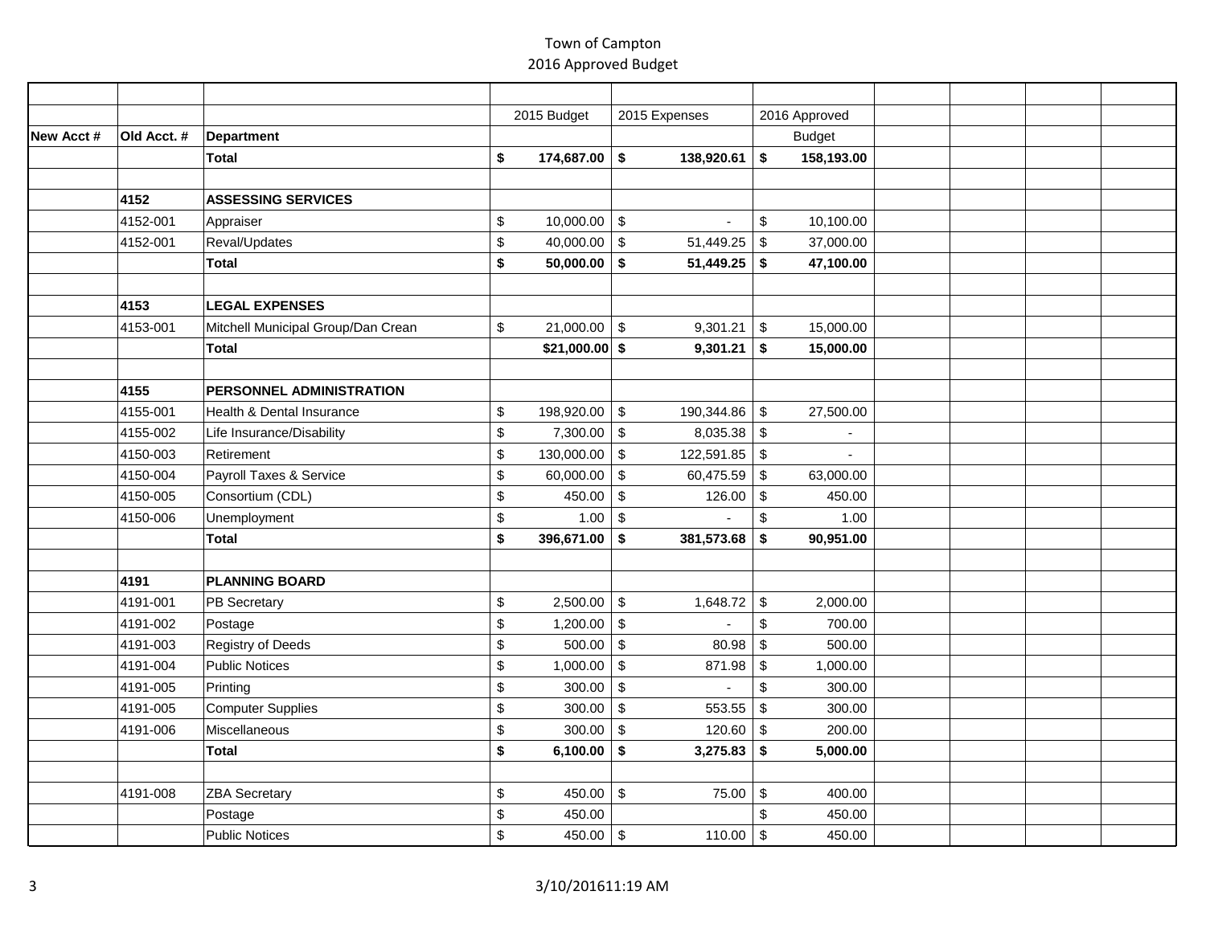# Town of Campton
## 2016 Approved Budget

| New Acct # | Old Acct. # | Department | 2015 Budget | 2015 Expenses | 2016 Approved Budget | | | | |
|---|---|---|---|---|---|---|---|---|---|
| | | **Total** | **$ 174,687.00** | **$ 138,920.61** | **$ 158,193.00** | | | | |
| | | | | | | | | | |
| | **4152** | **ASSESSING SERVICES** | | | | | | | |
| | 4152-001 | Appraiser | $ 10,000.00 | $ - | $ 10,100.00 | | | | |
| | 4152-001 | Reval/Updates | $ 40,000.00 | $ 51,449.25 | $ 37,000.00 | | | | |
| | | **Total** | **$ 50,000.00** | **$ 51,449.25** | **$ 47,100.00** | | | | |
| | | | | | | | | | |
| | **4153** | **LEGAL EXPENSES** | | | | | | | |
| | 4153-001 | Mitchell Municipal Group/Dan Crean | $ 21,000.00 | $ 9,301.21 | $ 15,000.00 | | | | |
| | | **Total** | **$21,000.00** | **$ 9,301.21** | **$ 15,000.00** | | | | |
| | | | | | | | | | |
| | **4155** | **PERSONNEL ADMINISTRATION** | | | | | | | |
| | 4155-001 | Health & Dental Insurance | $ 198,920.00 | $ 190,344.86 | $ 27,500.00 | | | | |
| | 4155-002 | Life Insurance/Disability | $ 7,300.00 | $ 8,035.38 | $ - | | | | |
| | 4150-003 | Retirement | $ 130,000.00 | $ 122,591.85 | $ - | | | | |
| | 4150-004 | Payroll Taxes & Service | $ 60,000.00 | $ 60,475.59 | $ 63,000.00 | | | | |
| | 4150-005 | Consortium (CDL) | $ 450.00 | $ 126.00 | $ 450.00 | | | | |
| | 4150-006 | Unemployment | $ 1.00 | $ - | $ 1.00 | | | | |
| | | **Total** | **$ 396,671.00** | **$ 381,573.68** | **$ 90,951.00** | | | | |
| | | | | | | | | | |
| | **4191** | **PLANNING BOARD** | | | | | | | |
| | 4191-001 | PB Secretary | $ 2,500.00 | $ 1,648.72 | $ 2,000.00 | | | | |
| | 4191-002 | Postage | $ 1,200.00 | $ - | $ 700.00 | | | | |
| | 4191-003 | Registry of Deeds | $ 500.00 | $ 80.98 | $ 500.00 | | | | |
| | 4191-004 | Public Notices | $ 1,000.00 | $ 871.98 | $ 1,000.00 | | | | |
| | 4191-005 | Printing | $ 300.00 | $ - | $ 300.00 | | | | |
| | 4191-005 | Computer Supplies | $ 300.00 | $ 553.55 | $ 300.00 | | | | |
| | 4191-006 | Miscellaneous | $ 300.00 | $ 120.60 | $ 200.00 | | | | |
| | | **Total** | **$ 6,100.00** | **$ 3,275.83** | **$ 5,000.00** | | | | |
| | | | | | | | | | |
| | 4191-008 | ZBA Secretary | $ 450.00 | $ 75.00 | $ 400.00 | | | | |
| | | Postage | $ 450.00 | | $ 450.00 | | | | |
| | | Public Notices | $ 450.00 | $ 110.00 | $ 450.00 | | | | |

3/10/201611:19 AM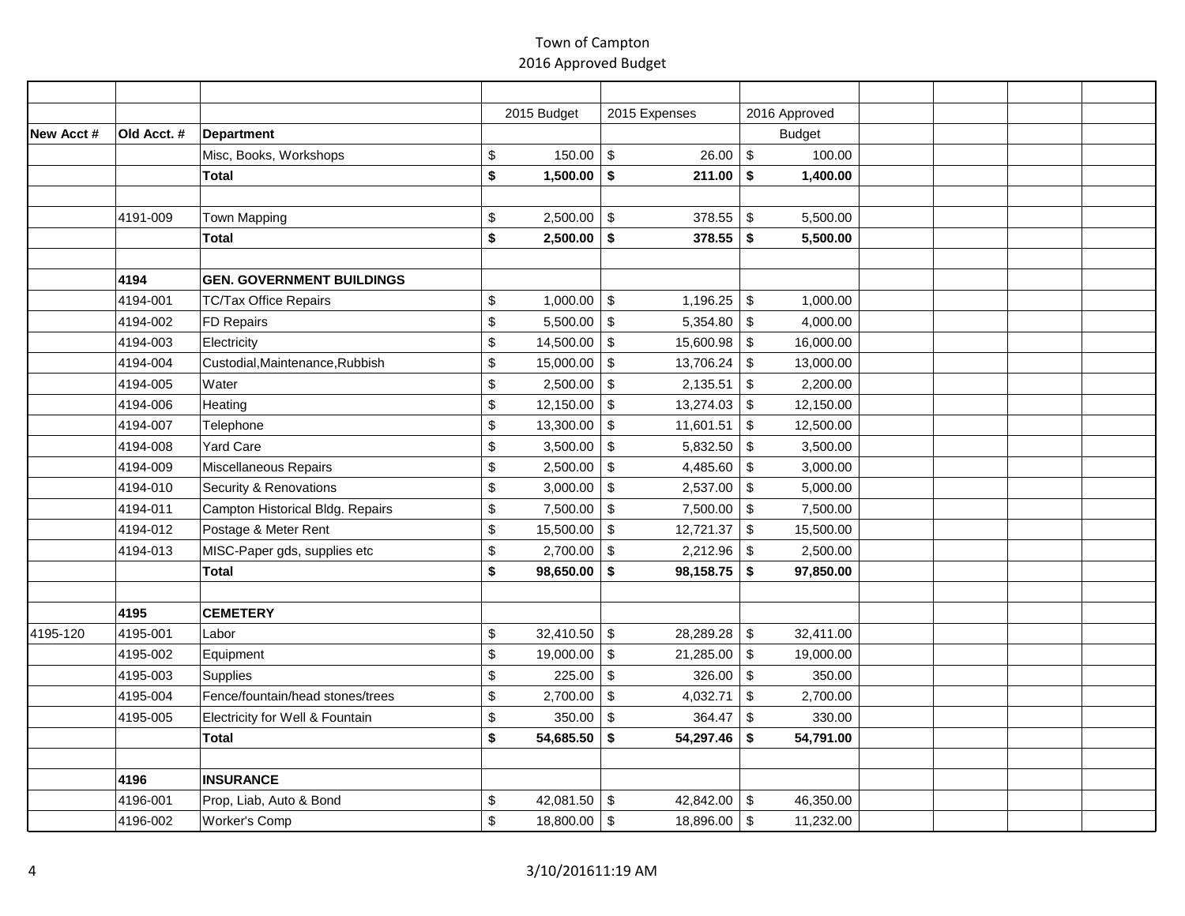# Town of Campton
## 2016 Approved Budget

| New Acct # | Old Acct. # | Department | 2015 Budget | 2015 Expenses | 2016 Approved Budget | | | | |
|---|---|---|---|---|---|---|---|---|---|
| | | Misc, Books, Workshops | $ 150.00 | $ 26.00 | $ 100.00 | | | | |
| | | **Total** | **$ 1,500.00** | **$ 211.00** | **$ 1,400.00** | | | | |
| | | | | | | | | | |
| | 4191-009 | Town Mapping | $ 2,500.00 | $ 378.55 | $ 5,500.00 | | | | |
| | | **Total** | **$ 2,500.00** | **$ 378.55** | **$ 5,500.00** | | | | |
| | | | | | | | | | |
| | **4194** | **GEN. GOVERNMENT BUILDINGS** | | | | | | | |
| | 4194-001 | TC/Tax Office Repairs | $ 1,000.00 | $ 1,196.25 | $ 1,000.00 | | | | |
| | 4194-002 | FD Repairs | $ 5,500.00 | $ 5,354.80 | $ 4,000.00 | | | | |
| | 4194-003 | Electricity | $ 14,500.00 | $ 15,600.98 | $ 16,000.00 | | | | |
| | 4194-004 | Custodial,Maintenance,Rubbish | $ 15,000.00 | $ 13,706.24 | $ 13,000.00 | | | | |
| | 4194-005 | Water | $ 2,500.00 | $ 2,135.51 | $ 2,200.00 | | | | |
| | 4194-006 | Heating | $ 12,150.00 | $ 13,274.03 | $ 12,150.00 | | | | |
| | 4194-007 | Telephone | $ 13,300.00 | $ 11,601.51 | $ 12,500.00 | | | | |
| | 4194-008 | Yard Care | $ 3,500.00 | $ 5,832.50 | $ 3,500.00 | | | | |
| | 4194-009 | Miscellaneous Repairs | $ 2,500.00 | $ 4,485.60 | $ 3,000.00 | | | | |
| | 4194-010 | Security & Renovations | $ 3,000.00 | $ 2,537.00 | $ 5,000.00 | | | | |
| | 4194-011 | Campton Historical Bldg. Repairs | $ 7,500.00 | $ 7,500.00 | $ 7,500.00 | | | | |
| | 4194-012 | Postage & Meter Rent | $ 15,500.00 | $ 12,721.37 | $ 15,500.00 | | | | |
| | 4194-013 | MISC-Paper gds, supplies etc | $ 2,700.00 | $ 2,212.96 | $ 2,500.00 | | | | |
| | | **Total** | **$ 98,650.00** | **$ 98,158.75** | **$ 97,850.00** | | | | |
| | | | | | | | | | |
| | **4195** | **CEMETERY** | | | | | | | |
| 4195-120 | 4195-001 | Labor | $ 32,410.50 | $ 28,289.28 | $ 32,411.00 | | | | |
| | 4195-002 | Equipment | $ 19,000.00 | $ 21,285.00 | $ 19,000.00 | | | | |
| | 4195-003 | Supplies | $ 225.00 | $ 326.00 | $ 350.00 | | | | |
| | 4195-004 | Fence/fountain/head stones/trees | $ 2,700.00 | $ 4,032.71 | $ 2,700.00 | | | | |
| | 4195-005 | Electricity for Well & Fountain | $ 350.00 | $ 364.47 | $ 330.00 | | | | |
| | | **Total** | **$ 54,685.50** | **$ 54,297.46** | **$ 54,791.00** | | | | |
| | | | | | | | | | |
| | **4196** | **INSURANCE** | | | | | | | |
| | 4196-001 | Prop, Liab, Auto & Bond | $ 42,081.50 | $ 42,842.00 | $ 46,350.00 | | | | |
| | 4196-002 | Worker's Comp | $ 18,800.00 | $ 18,896.00 | $ 11,232.00 | | | | |

3/10/201611:19 AM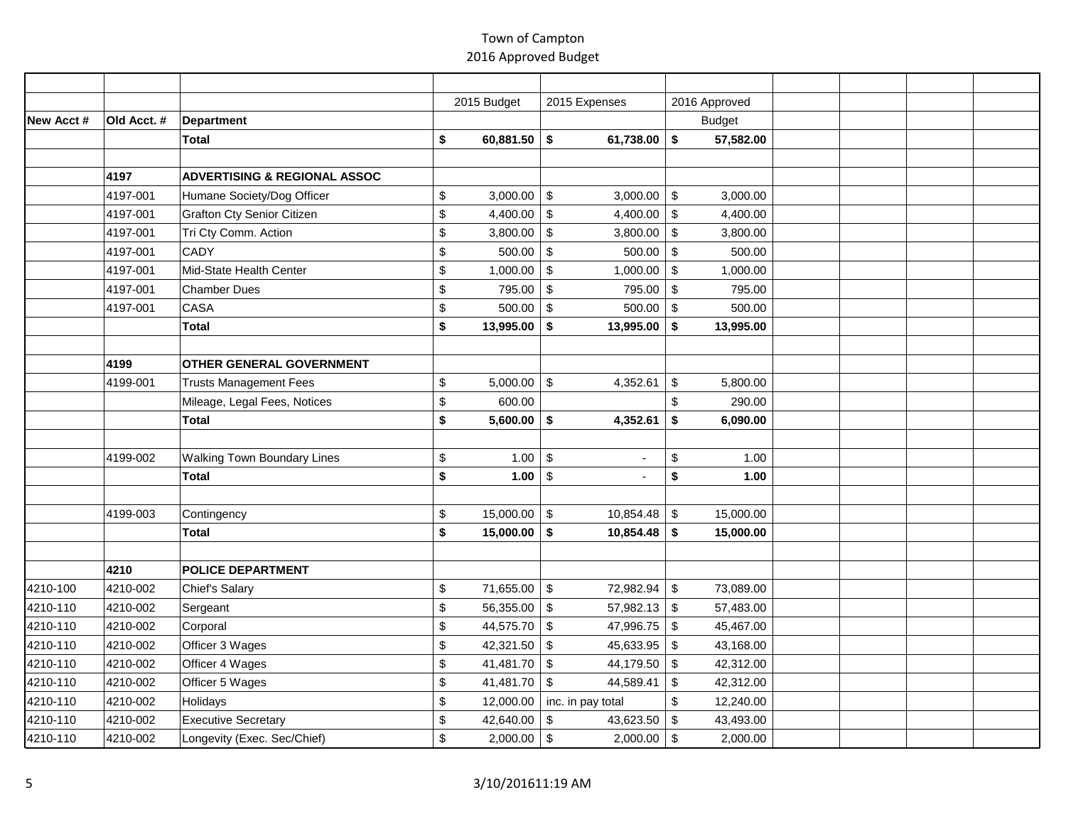# Town of Campton
## 2016 Approved Budget

| New Acct # | Old Acct. # | Department | 2015 Budget | 2015 Expenses | 2016 Approved Budget | | | | |
|---|---|---|---|---|---|---|---|---|---|
| | | **Total** | **$ 60,881.50** | **$ 61,738.00** | **$ 57,582.00** | | | | |
| | | | | | | | | | |
| | **4197** | **ADVERTISING & REGIONAL ASSOC** | | | | | | | |
| | 4197-001 | Humane Society/Dog Officer | $ 3,000.00 | $ 3,000.00 | $ 3,000.00 | | | | |
| | 4197-001 | Grafton Cty Senior Citizen | $ 4,400.00 | $ 4,400.00 | $ 4,400.00 | | | | |
| | 4197-001 | Tri Cty Comm. Action | $ 3,800.00 | $ 3,800.00 | $ 3,800.00 | | | | |
| | 4197-001 | CADY | $ 500.00 | $ 500.00 | $ 500.00 | | | | |
| | 4197-001 | Mid-State Health Center | $ 1,000.00 | $ 1,000.00 | $ 1,000.00 | | | | |
| | 4197-001 | Chamber Dues | $ 795.00 | $ 795.00 | $ 795.00 | | | | |
| | 4197-001 | CASA | $ 500.00 | $ 500.00 | $ 500.00 | | | | |
| | | **Total** | **$ 13,995.00** | **$ 13,995.00** | **$ 13,995.00** | | | | |
| | | | | | | | | | |
| | **4199** | **OTHER GENERAL GOVERNMENT** | | | | | | | |
| | 4199-001 | Trusts Management Fees | $ 5,000.00 | $ 4,352.61 | $ 5,800.00 | | | | |
| | | Mileage, Legal Fees, Notices | $ 600.00 | | $ 290.00 | | | | |
| | | **Total** | **$ 5,600.00** | **$ 4,352.61** | **$ 6,090.00** | | | | |
| | | | | | | | | | |
| | 4199-002 | Walking Town Boundary Lines | $ 1.00 | $ - | $ 1.00 | | | | |
| | | **Total** | **$ 1.00** | $ - | **$ 1.00** | | | | |
| | | | | | | | | | |
| | 4199-003 | Contingency | $ 15,000.00 | $ 10,854.48 | $ 15,000.00 | | | | |
| | | **Total** | **$ 15,000.00** | **$ 10,854.48** | **$ 15,000.00** | | | | |
| | | | | | | | | | |
| | **4210** | **POLICE DEPARTMENT** | | | | | | | |
| 4210-100 | 4210-002 | Chief's Salary | $ 71,655.00 | $ 72,982.94 | $ 73,089.00 | | | | |
| 4210-110 | 4210-002 | Sergeant | $ 56,355.00 | $ 57,982.13 | $ 57,483.00 | | | | |
| 4210-110 | 4210-002 | Corporal | $ 44,575.70 | $ 47,996.75 | $ 45,467.00 | | | | |
| 4210-110 | 4210-002 | Officer 3 Wages | $ 42,321.50 | $ 45,633.95 | $ 43,168.00 | | | | |
| 4210-110 | 4210-002 | Officer 4 Wages | $ 41,481.70 | $ 44,179.50 | $ 42,312.00 | | | | |
| 4210-110 | 4210-002 | Officer 5 Wages | $ 41,481.70 | $ 44,589.41 | $ 42,312.00 | | | | |
| 4210-110 | 4210-002 | Holidays | $ 12,000.00 | inc. in pay total | $ 12,240.00 | | | | |
| 4210-110 | 4210-002 | Executive Secretary | $ 42,640.00 | $ 43,623.50 | $ 43,493.00 | | | | |
| 4210-110 | 4210-002 | Longevity (Exec. Sec/Chief) | $ 2,000.00 | $ 2,000.00 | $ 2,000.00 | | | | |

3/10/2016 11:19 AM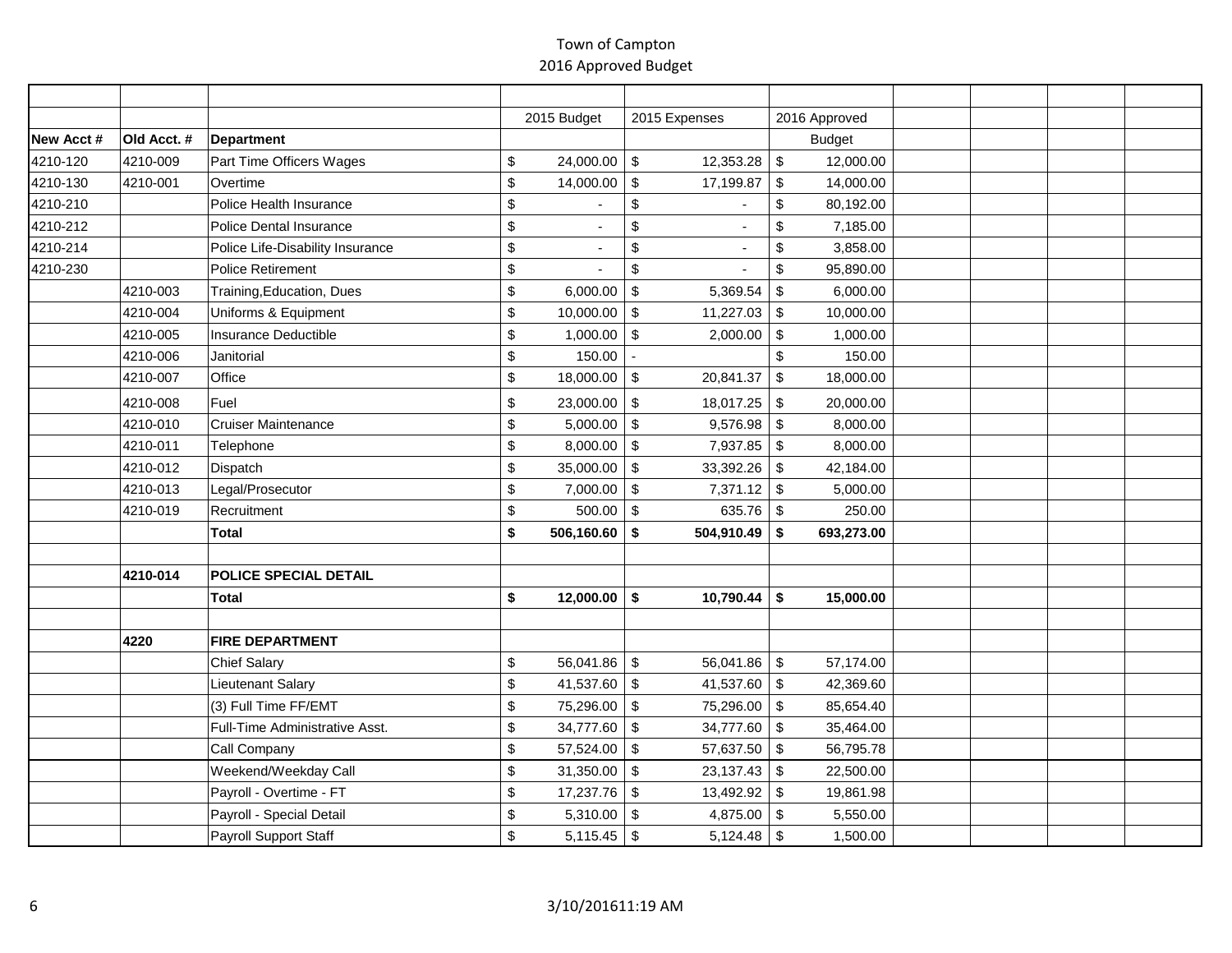# Town of Campton
## 2016 Approved Budget

| New Acct # | Old Acct. # | Department | 2015 Budget | 2015 Expenses | 2016 Approved Budget | | | | |
|---|---|---|---|---|---|---|---|---|---|
| 4210-120 | 4210-009 | Part Time Officers Wages | $ 24,000.00 | $ 12,353.28 | $ 12,000.00 | | | | |
| 4210-130 | 4210-001 | Overtime | $ 14,000.00 | $ 17,199.87 | $ 14,000.00 | | | | |
| 4210-210 | | Police Health Insurance | $ - | $ - | $ 80,192.00 | | | | |
| 4210-212 | | Police Dental Insurance | $ - | $ - | $ 7,185.00 | | | | |
| 4210-214 | | Police Life-Disability Insurance | $ - | $ - | $ 3,858.00 | | | | |
| 4210-230 | | Police Retirement | $ - | $ - | $ 95,890.00 | | | | |
| | 4210-003 | Training,Education, Dues | $ 6,000.00 | $ 5,369.54 | $ 6,000.00 | | | | |
| | 4210-004 | Uniforms & Equipment | $ 10,000.00 | $ 11,227.03 | $ 10,000.00 | | | | |
| | 4210-005 | Insurance Deductible | $ 1,000.00 | $ 2,000.00 | $ 1,000.00 | | | | |
| | 4210-006 | Janitorial | $ 150.00 | - | $ 150.00 | | | | |
| | 4210-007 | Office | $ 18,000.00 | $ 20,841.37 | $ 18,000.00 | | | | |
| | 4210-008 | Fuel | $ 23,000.00 | $ 18,017.25 | $ 20,000.00 | | | | |
| | 4210-010 | Cruiser Maintenance | $ 5,000.00 | $ 9,576.98 | $ 8,000.00 | | | | |
| | 4210-011 | Telephone | $ 8,000.00 | $ 7,937.85 | $ 8,000.00 | | | | |
| | 4210-012 | Dispatch | $ 35,000.00 | $ 33,392.26 | $ 42,184.00 | | | | |
| | 4210-013 | Legal/Prosecutor | $ 7,000.00 | $ 7,371.12 | $ 5,000.00 | | | | |
| | 4210-019 | Recruitment | $ 500.00 | $ 635.76 | $ 250.00 | | | | |
| | | **Total** | **$ 506,160.60** | **$ 504,910.49** | **$ 693,273.00** | | | | |
| | | | | | | | | | |
| | **4210-014** | **POLICE SPECIAL DETAIL** | | | | | | | |
| | | **Total** | **$ 12,000.00** | **$ 10,790.44** | **$ 15,000.00** | | | | |
| | | | | | | | | | |
| | **4220** | **FIRE DEPARTMENT** | | | | | | | |
| | | Chief Salary | $ 56,041.86 | $ 56,041.86 | $ 57,174.00 | | | | |
| | | Lieutenant Salary | $ 41,537.60 | $ 41,537.60 | $ 42,369.60 | | | | |
| | | (3) Full Time FF/EMT | $ 75,296.00 | $ 75,296.00 | $ 85,654.40 | | | | |
| | | Full-Time Administrative Asst. | $ 34,777.60 | $ 34,777.60 | $ 35,464.00 | | | | |
| | | Call Company | $ 57,524.00 | $ 57,637.50 | $ 56,795.78 | | | | |
| | | Weekend/Weekday Call | $ 31,350.00 | $ 23,137.43 | $ 22,500.00 | | | | |
| | | Payroll - Overtime - FT | $ 17,237.76 | $ 13,492.92 | $ 19,861.98 | | | | |
| | | Payroll - Special Detail | $ 5,310.00 | $ 4,875.00 | $ 5,550.00 | | | | |
| | | Payroll Support Staff | $ 5,115.45 | $ 5,124.48 | $ 1,500.00 | | | | |

3/10/201611:19 AM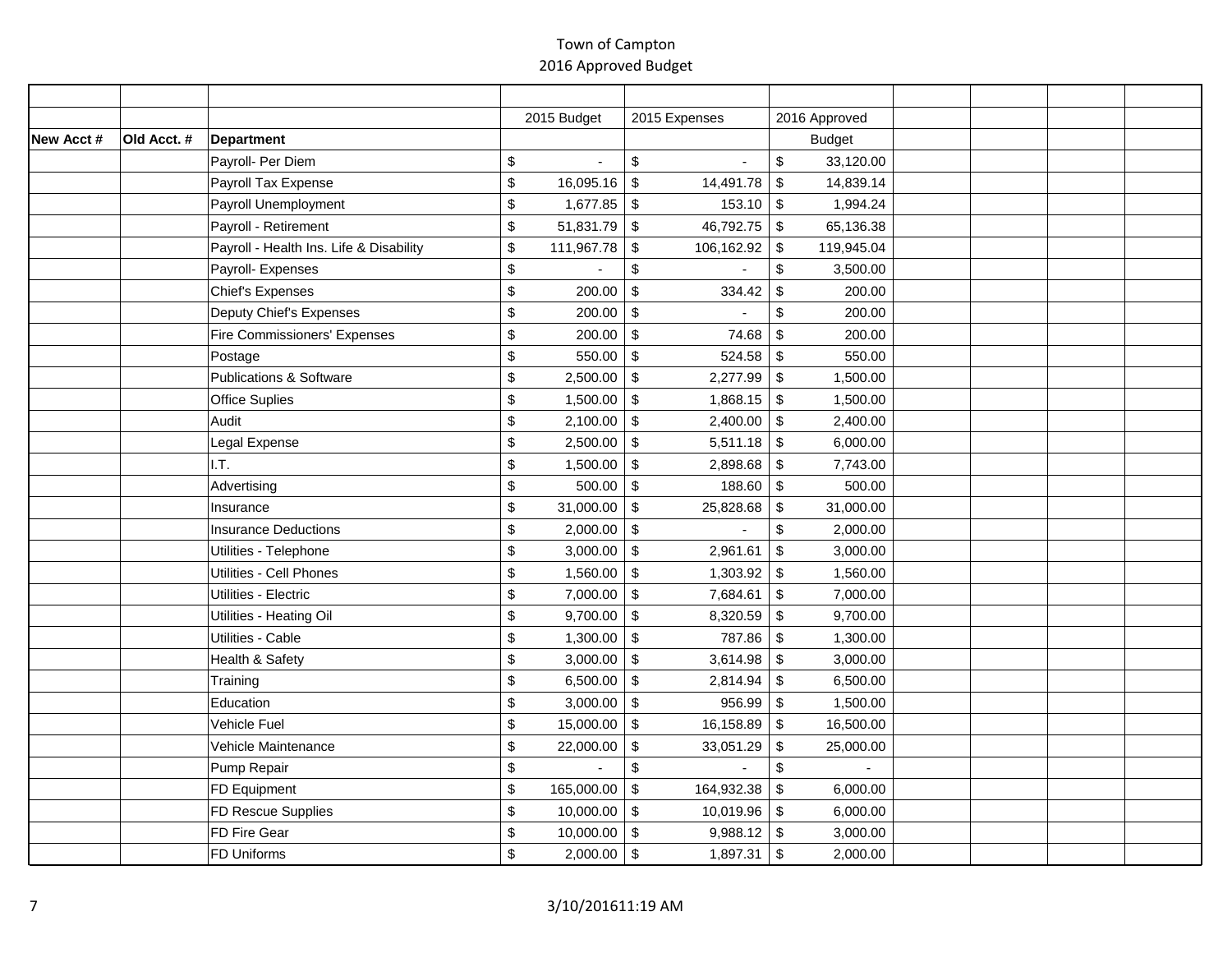# Town of Campton
## 2016 Approved Budget

| New Acct # | Old Acct. # | Department | 2015 Budget | 2015 Expenses | 2016 Approved Budget | | | | |
|---|---|---|---|---|---|---|---|---|---|
| | | Payroll- Per Diem | $ - | $ - | $ 33,120.00 | | | | |
| | | Payroll Tax Expense | $ 16,095.16 | $ 14,491.78 | $ 14,839.14 | | | | |
| | | Payroll Unemployment | $ 1,677.85 | $ 153.10 | $ 1,994.24 | | | | |
| | | Payroll - Retirement | $ 51,831.79 | $ 46,792.75 | $ 65,136.38 | | | | |
| | | Payroll - Health Ins. Life & Disability | $ 111,967.78 | $ 106,162.92 | $ 119,945.04 | | | | |
| | | Payroll- Expenses | $ - | $ - | $ 3,500.00 | | | | |
| | | Chief's Expenses | $ 200.00 | $ 334.42 | $ 200.00 | | | | |
| | | Deputy Chief's Expenses | $ 200.00 | $ - | $ 200.00 | | | | |
| | | Fire Commissioners' Expenses | $ 200.00 | $ 74.68 | $ 200.00 | | | | |
| | | Postage | $ 550.00 | $ 524.58 | $ 550.00 | | | | |
| | | Publications & Software | $ 2,500.00 | $ 2,277.99 | $ 1,500.00 | | | | |
| | | Office Suplies | $ 1,500.00 | $ 1,868.15 | $ 1,500.00 | | | | |
| | | Audit | $ 2,100.00 | $ 2,400.00 | $ 2,400.00 | | | | |
| | | Legal Expense | $ 2,500.00 | $ 5,511.18 | $ 6,000.00 | | | | |
| | | I.T. | $ 1,500.00 | $ 2,898.68 | $ 7,743.00 | | | | |
| | | Advertising | $ 500.00 | $ 188.60 | $ 500.00 | | | | |
| | | Insurance | $ 31,000.00 | $ 25,828.68 | $ 31,000.00 | | | | |
| | | Insurance Deductions | $ 2,000.00 | $ - | $ 2,000.00 | | | | |
| | | Utilities - Telephone | $ 3,000.00 | $ 2,961.61 | $ 3,000.00 | | | | |
| | | Utilities - Cell Phones | $ 1,560.00 | $ 1,303.92 | $ 1,560.00 | | | | |
| | | Utilities - Electric | $ 7,000.00 | $ 7,684.61 | $ 7,000.00 | | | | |
| | | Utilities - Heating Oil | $ 9,700.00 | $ 8,320.59 | $ 9,700.00 | | | | |
| | | Utilities - Cable | $ 1,300.00 | $ 787.86 | $ 1,300.00 | | | | |
| | | Health & Safety | $ 3,000.00 | $ 3,614.98 | $ 3,000.00 | | | | |
| | | Training | $ 6,500.00 | $ 2,814.94 | $ 6,500.00 | | | | |
| | | Education | $ 3,000.00 | $ 956.99 | $ 1,500.00 | | | | |
| | | Vehicle Fuel | $ 15,000.00 | $ 16,158.89 | $ 16,500.00 | | | | |
| | | Vehicle Maintenance | $ 22,000.00 | $ 33,051.29 | $ 25,000.00 | | | | |
| | | Pump Repair | $ - | $ - | $ - | | | | |
| | | FD Equipment | $ 165,000.00 | $ 164,932.38 | $ 6,000.00 | | | | |
| | | FD Rescue Supplies | $ 10,000.00 | $ 10,019.96 | $ 6,000.00 | | | | |
| | | FD Fire Gear | $ 10,000.00 | $ 9,988.12 | $ 3,000.00 | | | | |
| | | FD Uniforms | $ 2,000.00 | $ 1,897.31 | $ 2,000.00 | | | | |

3/10/201611:19 AM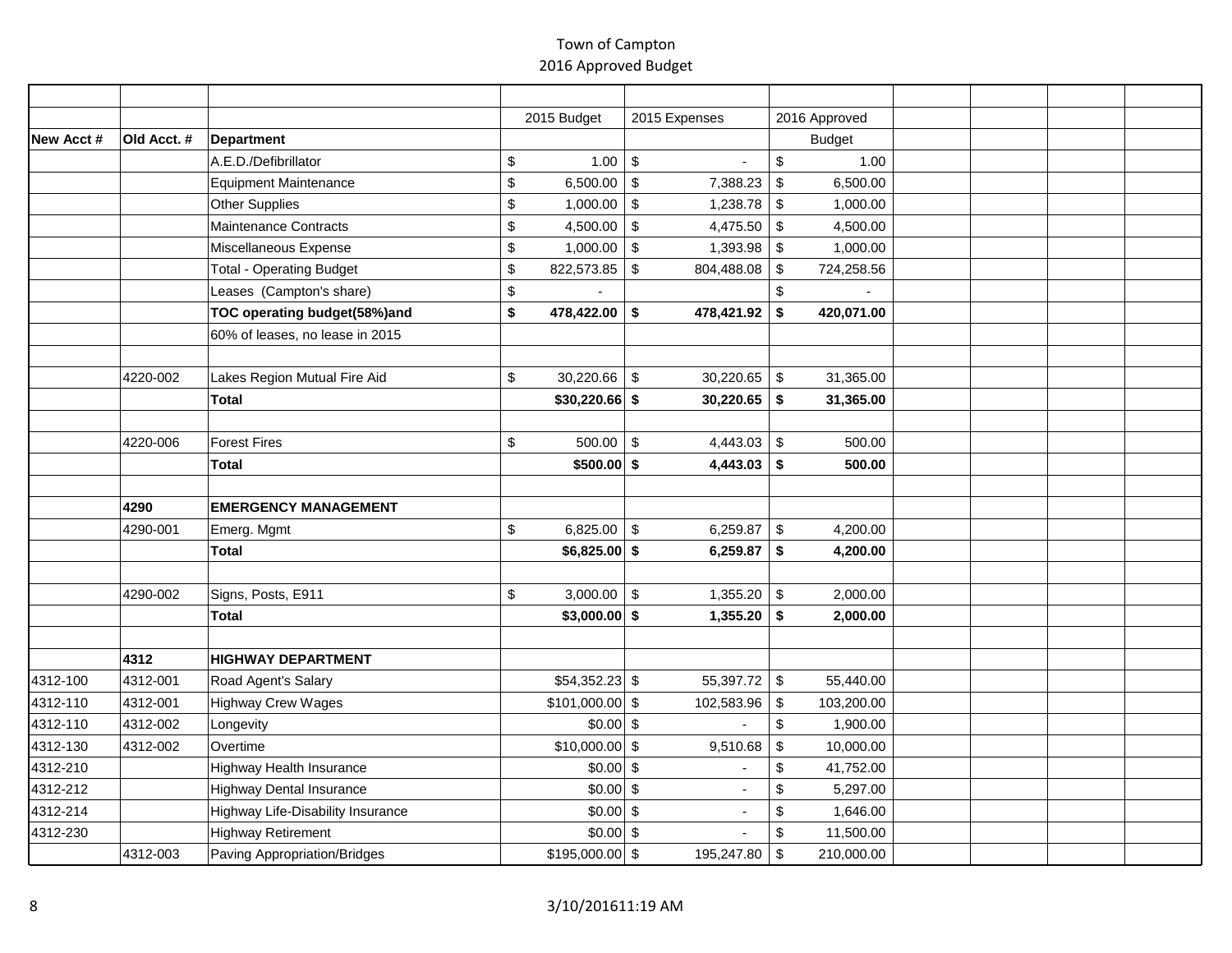Town of Campton
2016 Approved Budget

| New Acct # | Old Acct. # | Department | 2015 Budget | 2015 Expenses | 2016 Approved Budget | | | | |
|---|---|---|---|---|---|---|---|---|---|
| | | A.E.D./Defibrillator | $ 1.00 | $ - | $ 1.00 | | | | |
| | | Equipment Maintenance | $ 6,500.00 | $ 7,388.23 | $ 6,500.00 | | | | |
| | | Other Supplies | $ 1,000.00 | $ 1,238.78 | $ 1,000.00 | | | | |
| | | Maintenance Contracts | $ 4,500.00 | $ 4,475.50 | $ 4,500.00 | | | | |
| | | Miscellaneous Expense | $ 1,000.00 | $ 1,393.98 | $ 1,000.00 | | | | |
| | | Total - Operating Budget | $ 822,573.85 | $ 804,488.08 | $ 724,258.56 | | | | |
| | | Leases (Campton's share) | $ - | | $ - | | | | |
| | | **TOC operating budget(58%)and** | **$ 478,422.00** | **$ 478,421.92** | **$ 420,071.00** | | | | |
| | | 60% of leases, no lease in 2015 | | | | | | | |
| | | | | | | | | | |
| | 4220-002 | Lakes Region Mutual Fire Aid | $ 30,220.66 | $ 30,220.65 | $ 31,365.00 | | | | |
| | | **Total** | **$30,220.66** | **$ 30,220.65** | **$ 31,365.00** | | | | |
| | | | | | | | | | |
| | 4220-006 | Forest Fires | $ 500.00 | $ 4,443.03 | $ 500.00 | | | | |
| | | **Total** | **$500.00** | **$ 4,443.03** | **$ 500.00** | | | | |
| | | | | | | | | | |
| | **4290** | **EMERGENCY MANAGEMENT** | | | | | | | |
| | 4290-001 | Emerg. Mgmt | $ 6,825.00 | $ 6,259.87 | $ 4,200.00 | | | | |
| | | **Total** | **$6,825.00** | **$ 6,259.87** | **$ 4,200.00** | | | | |
| | | | | | | | | | |
| | 4290-002 | Signs, Posts, E911 | $ 3,000.00 | $ 1,355.20 | $ 2,000.00 | | | | |
| | | **Total** | **$3,000.00** | **$ 1,355.20** | **$ 2,000.00** | | | | |
| | | | | | | | | | |
| | **4312** | **HIGHWAY DEPARTMENT** | | | | | | | |
| 4312-100 | 4312-001 | Road Agent's Salary | $54,352.23 | $ 55,397.72 | $ 55,440.00 | | | | |
| 4312-110 | 4312-001 | Highway Crew Wages | $101,000.00 | $ 102,583.96 | $ 103,200.00 | | | | |
| 4312-110 | 4312-002 | Longevity | $0.00 | $ - | $ 1,900.00 | | | | |
| 4312-130 | 4312-002 | Overtime | $10,000.00 | $ 9,510.68 | $ 10,000.00 | | | | |
| 4312-210 | | Highway Health Insurance | $0.00 | $ - | $ 41,752.00 | | | | |
| 4312-212 | | Highway Dental Insurance | $0.00 | $ - | $ 5,297.00 | | | | |
| 4312-214 | | Highway Life-Disability Insurance | $0.00 | $ - | $ 1,646.00 | | | | |
| 4312-230 | | Highway Retirement | $0.00 | $ - | $ 11,500.00 | | | | |
| | 4312-003 | Paving Appropriation/Bridges | $195,000.00 | $ 195,247.80 | $ 210,000.00 | | | | |

3/10/201611:19 AM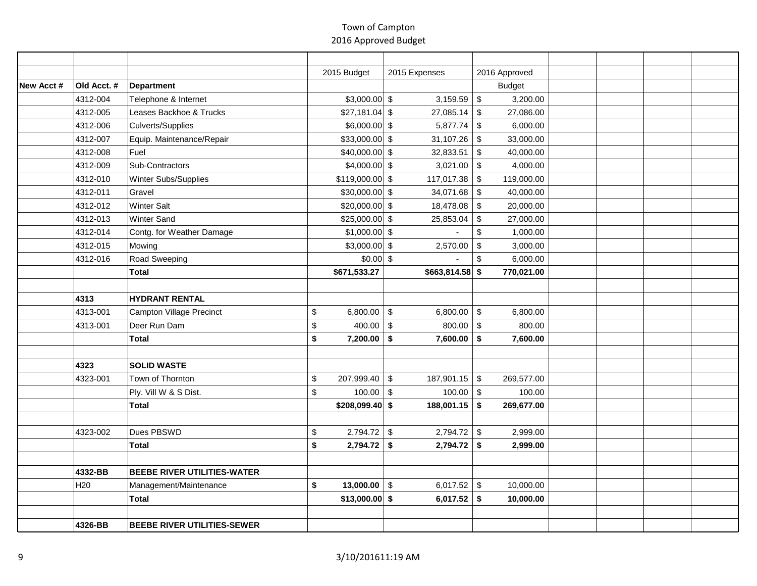# Town of Campton

## 2016 Approved Budget

| New Acct # | Old Acct. # | Department | 2015 Budget | 2015 Expenses | 2016 Approved Budget | | | | |
|---|---|---|---|---|---|---|---|---|---|
| | 4312-004 | Telephone & Internet | $3,000.00 | $ 3,159.59 | $ 3,200.00 | | | | |
| | 4312-005 | Leases Backhoe & Trucks | $27,181.04 | $ 27,085.14 | $ 27,086.00 | | | | |
| | 4312-006 | Culverts/Supplies | $6,000.00 | $ 5,877.74 | $ 6,000.00 | | | | |
| | 4312-007 | Equip. Maintenance/Repair | $33,000.00 | $ 31,107.26 | $ 33,000.00 | | | | |
| | 4312-008 | Fuel | $40,000.00 | $ 32,833.51 | $ 40,000.00 | | | | |
| | 4312-009 | Sub-Contractors | $4,000.00 | $ 3,021.00 | $ 4,000.00 | | | | |
| | 4312-010 | Winter Subs/Supplies | $119,000.00 | $ 117,017.38 | $ 119,000.00 | | | | |
| | 4312-011 | Gravel | $30,000.00 | $ 34,071.68 | $ 40,000.00 | | | | |
| | 4312-012 | Winter Salt | $20,000.00 | $ 18,478.08 | $ 20,000.00 | | | | |
| | 4312-013 | Winter Sand | $25,000.00 | $ 25,853.04 | $ 27,000.00 | | | | |
| | 4312-014 | Contg. for Weather Damage | $1,000.00 | $ - | $ 1,000.00 | | | | |
| | 4312-015 | Mowing | $3,000.00 | $ 2,570.00 | $ 3,000.00 | | | | |
| | 4312-016 | Road Sweeping | $0.00 | $ - | $ 6,000.00 | | | | |
| | | **Total** | **$671,533.27** | **$663,814.58** | **$ 770,021.00** | | | | |
| | | | | | | | | | |
| | **4313** | **HYDRANT RENTAL** | | | | | | | |
| | 4313-001 | Campton Village Precinct | $ 6,800.00 | $ 6,800.00 | $ 6,800.00 | | | | |
| | 4313-001 | Deer Run Dam | $ 400.00 | $ 800.00 | $ 800.00 | | | | |
| | | **Total** | **$ 7,200.00** | **$ 7,600.00** | **$ 7,600.00** | | | | |
| | | | | | | | | | |
| | **4323** | **SOLID WASTE** | | | | | | | |
| | 4323-001 | Town of Thornton | $ 207,999.40 | $ 187,901.15 | $ 269,577.00 | | | | |
| | | Ply. Vill W & S Dist. | $ 100.00 | $ 100.00 | $ 100.00 | | | | |
| | | **Total** | **$208,099.40** | **$ 188,001.15** | **$ 269,677.00** | | | | |
| | | | | | | | | | |
| | 4323-002 | Dues PBSWD | $ 2,794.72 | $ 2,794.72 | $ 2,999.00 | | | | |
| | | **Total** | **$ 2,794.72** | **$ 2,794.72** | **$ 2,999.00** | | | | |
| | | | | | | | | | |
| | **4332-BB** | **BEEBE RIVER UTILITIES-WATER** | | | | | | | |
| | H20 | Management/Maintenance | **$ 13,000.00** | $ 6,017.52 | $ 10,000.00 | | | | |
| | | **Total** | **$13,000.00** | **$ 6,017.52** | **$ 10,000.00** | | | | |
| | | | | | | | | | |
| | **4326-BB** | **BEEBE RIVER UTILITIES-SEWER** | | | | | | | |

3/10/201611:19 AM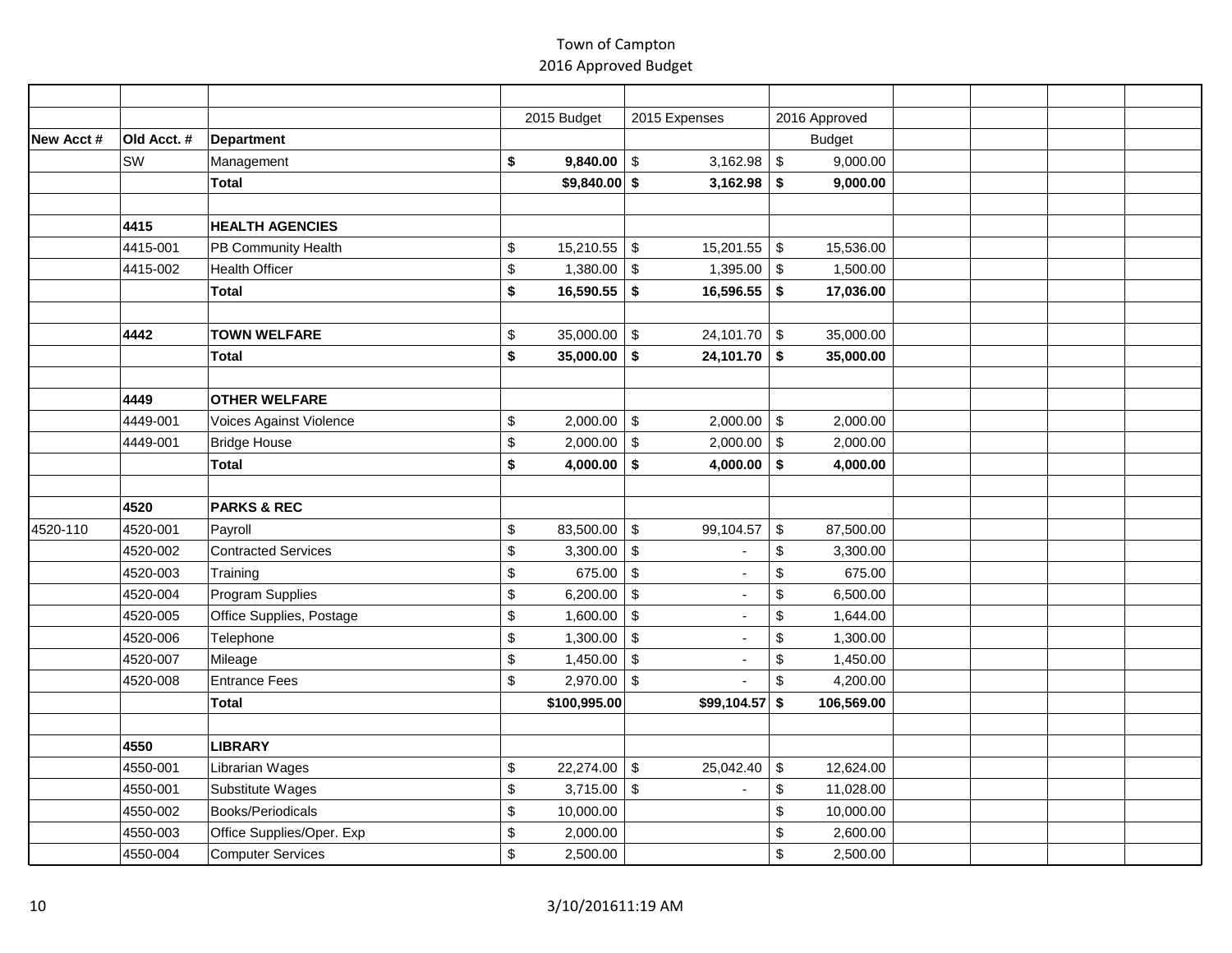# Town of Campton
## 2016 Approved Budget

| New Acct # | Old Acct. # | Department | 2015 Budget | 2015 Expenses | 2016 Approved Budget | | | | |
|---|---|---|---|---|---|---|---|---|---|
| | SW | Management | **$ 9,840.00** | $ 3,162.98 | $ 9,000.00 | | | | |
| | | **Total** | **$9,840.00** | **$ 3,162.98** | **$ 9,000.00** | | | | |
| | | | | | | | | | |
| | **4415** | **HEALTH AGENCIES** | | | | | | | |
| | 4415-001 | PB Community Health | $ 15,210.55 | $ 15,201.55 | $ 15,536.00 | | | | |
| | 4415-002 | Health Officer | $ 1,380.00 | $ 1,395.00 | $ 1,500.00 | | | | |
| | | **Total** | **$ 16,590.55** | **$ 16,596.55** | **$ 17,036.00** | | | | |
| | | | | | | | | | |
| | **4442** | **TOWN WELFARE** | $ 35,000.00 | $ 24,101.70 | $ 35,000.00 | | | | |
| | | **Total** | **$ 35,000.00** | **$ 24,101.70** | **$ 35,000.00** | | | | |
| | | | | | | | | | |
| | **4449** | **OTHER WELFARE** | | | | | | | |
| | 4449-001 | Voices Against Violence | $ 2,000.00 | $ 2,000.00 | $ 2,000.00 | | | | |
| | 4449-001 | Bridge House | $ 2,000.00 | $ 2,000.00 | $ 2,000.00 | | | | |
| | | **Total** | **$ 4,000.00** | **$ 4,000.00** | **$ 4,000.00** | | | | |
| | | | | | | | | | |
| | **4520** | **PARKS & REC** | | | | | | | |
| 4520-110 | 4520-001 | Payroll | $ 83,500.00 | $ 99,104.57 | $ 87,500.00 | | | | |
| | 4520-002 | Contracted Services | $ 3,300.00 | $ - | $ 3,300.00 | | | | |
| | 4520-003 | Training | $ 675.00 | $ - | $ 675.00 | | | | |
| | 4520-004 | Program Supplies | $ 6,200.00 | $ - | $ 6,500.00 | | | | |
| | 4520-005 | Office Supplies, Postage | $ 1,600.00 | $ - | $ 1,644.00 | | | | |
| | 4520-006 | Telephone | $ 1,300.00 | $ - | $ 1,300.00 | | | | |
| | 4520-007 | Mileage | $ 1,450.00 | $ - | $ 1,450.00 | | | | |
| | 4520-008 | Entrance Fees | $ 2,970.00 | $ - | $ 4,200.00 | | | | |
| | | **Total** | **$100,995.00** | **$99,104.57** | **$ 106,569.00** | | | | |
| | | | | | | | | | |
| | **4550** | **LIBRARY** | | | | | | | |
| | 4550-001 | Librarian Wages | $ 22,274.00 | $ 25,042.40 | $ 12,624.00 | | | | |
| | 4550-001 | Substitute Wages | $ 3,715.00 | $ - | $ 11,028.00 | | | | |
| | 4550-002 | Books/Periodicals | $ 10,000.00 | | $ 10,000.00 | | | | |
| | 4550-003 | Office Supplies/Oper. Exp | $ 2,000.00 | | $ 2,600.00 | | | | |
| | 4550-004 | Computer Services | $ 2,500.00 | | $ 2,500.00 | | | | |

3/10/2016 11:19 AM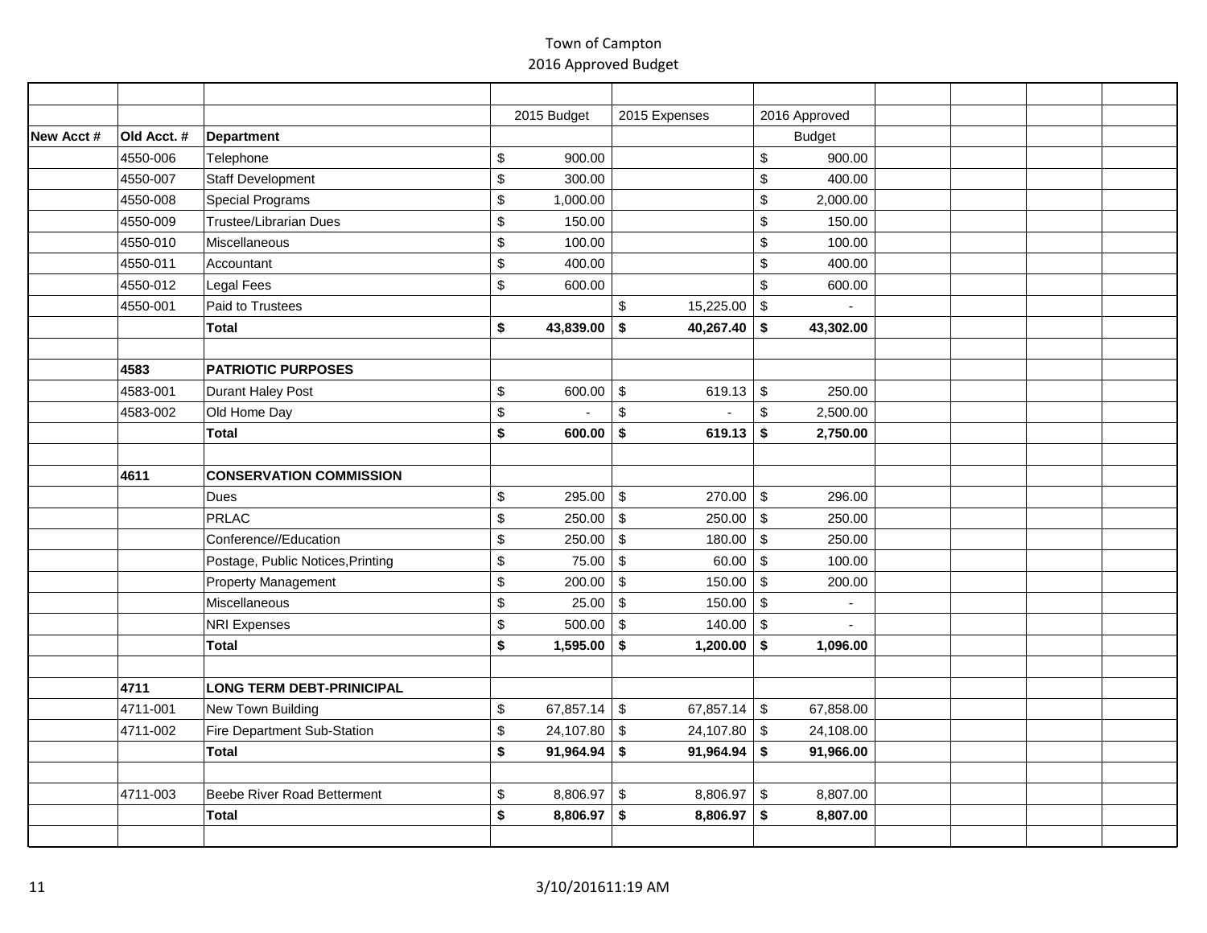# Town of Campton

## 2016 Approved Budget

| New Acct # | Old Acct. # | Department | 2015 Budget | 2015 Expenses | 2016 Approved Budget | | | | |
|---|---|---|---|---|---|---|---|---|---|
| | 4550-006 | Telephone | $ 900.00 | | $ 900.00 | | | | |
| | 4550-007 | Staff Development | $ 300.00 | | $ 400.00 | | | | |
| | 4550-008 | Special Programs | $ 1,000.00 | | $ 2,000.00 | | | | |
| | 4550-009 | Trustee/Librarian Dues | $ 150.00 | | $ 150.00 | | | | |
| | 4550-010 | Miscellaneous | $ 100.00 | | $ 100.00 | | | | |
| | 4550-011 | Accountant | $ 400.00 | | $ 400.00 | | | | |
| | 4550-012 | Legal Fees | $ 600.00 | | $ 600.00 | | | | |
| | 4550-001 | Paid to Trustees | | $ 15,225.00 | $ - | | | | |
| | | **Total** | **$ 43,839.00** | **$ 40,267.40** | **$ 43,302.00** | | | | |
| | | | | | | | | | |
| | **4583** | **PATRIOTIC PURPOSES** | | | | | | | |
| | 4583-001 | Durant Haley Post | $ 600.00 | $ 619.13 | $ 250.00 | | | | |
| | 4583-002 | Old Home Day | $ - | $ - | $ 2,500.00 | | | | |
| | | **Total** | **$ 600.00** | **$ 619.13** | **$ 2,750.00** | | | | |
| | | | | | | | | | |
| | **4611** | **CONSERVATION COMMISSION** | | | | | | | |
| | | Dues | $ 295.00 | $ 270.00 | $ 296.00 | | | | |
| | | PRLAC | $ 250.00 | $ 250.00 | $ 250.00 | | | | |
| | | Conference//Education | $ 250.00 | $ 180.00 | $ 250.00 | | | | |
| | | Postage, Public Notices,Printing | $ 75.00 | $ 60.00 | $ 100.00 | | | | |
| | | Property Management | $ 200.00 | $ 150.00 | $ 200.00 | | | | |
| | | Miscellaneous | $ 25.00 | $ 150.00 | $ - | | | | |
| | | NRI Expenses | $ 500.00 | $ 140.00 | $ - | | | | |
| | | **Total** | **$ 1,595.00** | **$ 1,200.00** | **$ 1,096.00** | | | | |
| | | | | | | | | | |
| | **4711** | **LONG TERM DEBT-PRINICIPAL** | | | | | | | |
| | 4711-001 | New Town Building | $ 67,857.14 | $ 67,857.14 | $ 67,858.00 | | | | |
| | 4711-002 | Fire Department Sub-Station | $ 24,107.80 | $ 24,107.80 | $ 24,108.00 | | | | |
| | | **Total** | **$ 91,964.94** | **$ 91,964.94** | **$ 91,966.00** | | | | |
| | | | | | | | | | |
| | 4711-003 | Beebe River Road Betterment | $ 8,806.97 | $ 8,806.97 | $ 8,807.00 | | | | |
| | | **Total** | **$ 8,806.97** | **$ 8,806.97** | **$ 8,807.00** | | | | |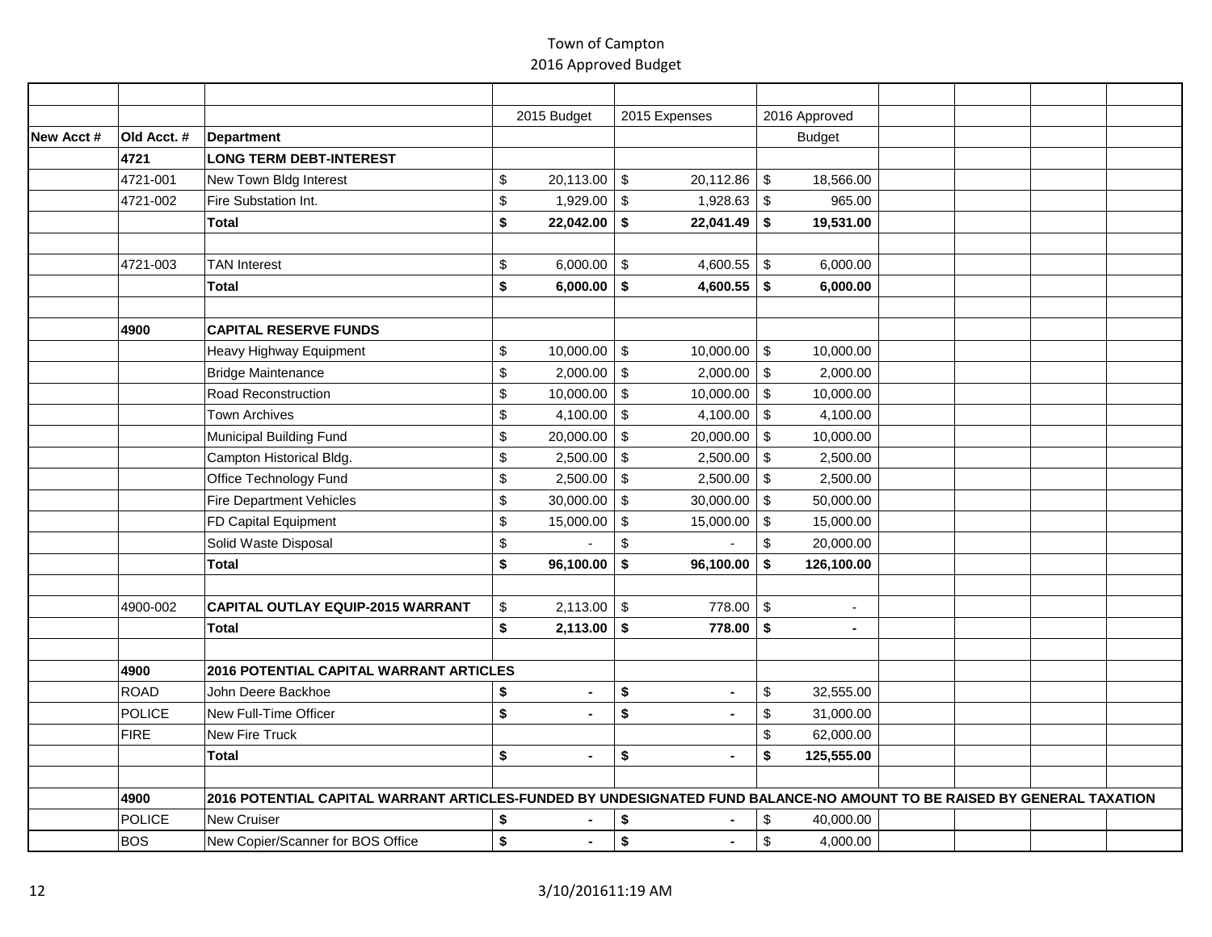# Town of Campton
## 2016 Approved Budget

| New Acct # | Old Acct. # | Department | 2015 Budget | 2015 Expenses | 2016 Approved Budget | | | | |
|---|---|---|---|---|---|---|---|---|---|
| | **4721** | **LONG TERM DEBT-INTEREST** | | | | | | | |
| | 4721-001 | New Town Bldg Interest | $ 20,113.00 | $ 20,112.86 | $ 18,566.00 | | | | |
| | 4721-002 | Fire Substation Int. | $ 1,929.00 | $ 1,928.63 | $ 965.00 | | | | |
| | | **Total** | **$ 22,042.00** | **$ 22,041.49** | **$ 19,531.00** | | | | |
| | | | | | | | | | |
| | 4721-003 | TAN Interest | $ 6,000.00 | $ 4,600.55 | $ 6,000.00 | | | | |
| | | **Total** | **$ 6,000.00** | **$ 4,600.55** | **$ 6,000.00** | | | | |
| | | | | | | | | | |
| | **4900** | **CAPITAL RESERVE FUNDS** | | | | | | | |
| | | Heavy Highway Equipment | $ 10,000.00 | $ 10,000.00 | $ 10,000.00 | | | | |
| | | Bridge Maintenance | $ 2,000.00 | $ 2,000.00 | $ 2,000.00 | | | | |
| | | Road Reconstruction | $ 10,000.00 | $ 10,000.00 | $ 10,000.00 | | | | |
| | | Town Archives | $ 4,100.00 | $ 4,100.00 | $ 4,100.00 | | | | |
| | | Municipal Building Fund | $ 20,000.00 | $ 20,000.00 | $ 10,000.00 | | | | |
| | | Campton Historical Bldg. | $ 2,500.00 | $ 2,500.00 | $ 2,500.00 | | | | |
| | | Office Technology Fund | $ 2,500.00 | $ 2,500.00 | $ 2,500.00 | | | | |
| | | Fire Department Vehicles | $ 30,000.00 | $ 30,000.00 | $ 50,000.00 | | | | |
| | | FD Capital Equipment | $ 15,000.00 | $ 15,000.00 | $ 15,000.00 | | | | |
| | | Solid Waste Disposal | $ - | $ - | $ 20,000.00 | | | | |
| | | **Total** | **$ 96,100.00** | **$ 96,100.00** | **$ 126,100.00** | | | | |
| | | | | | | | | | |
| | 4900-002 | **CAPITAL OUTLAY EQUIP-2015 WARRANT** | $ 2,113.00 | $ 778.00 | $ - | | | | |
| | | **Total** | **$ 2,113.00** | **$ 778.00** | **$ -** | | | | |
| | | | | | | | | | |
| | **4900** | **2016 POTENTIAL CAPITAL WARRANT ARTICLES** | | | | | | | |
| | ROAD | John Deere Backhoe | **$ -** | **$ -** | $ 32,555.00 | | | | |
| | POLICE | New Full-Time Officer | **$ -** | **$ -** | $ 31,000.00 | | | | |
| | FIRE | New Fire Truck | | | $ 62,000.00 | | | | |
| | | **Total** | **$ -** | **$ -** | **$ 125,555.00** | | | | |
| | | | | | | | | | |
| | **4900** | **2016 POTENTIAL CAPITAL WARRANT ARTICLES-FUNDED BY UNDESIGNATED FUND BALANCE-NO AMOUNT TO BE RAISED BY GENERAL TAXATION** | | | | | | | |
| | POLICE | New Cruiser | **$ -** | **$ -** | $ 40,000.00 | | | | |
| | BOS | New Copier/Scanner for BOS Office | **$ -** | **$ -** | $ 4,000.00 | | | | |

3/10/2016 11:19 AM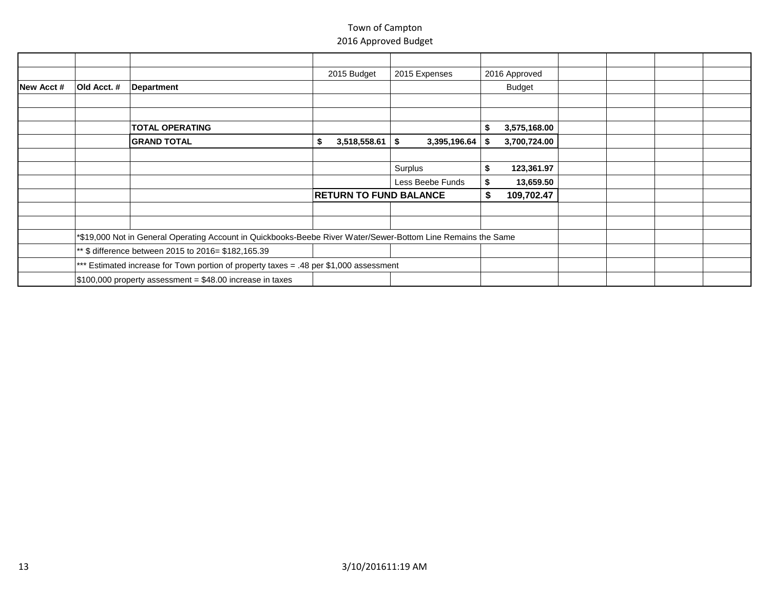# Town of Campton
## 2016 Approved Budget

| New Acct # | Old Acct. # | Department | 2015 Budget | 2015 Expenses | 2016 Approved Budget |
|---|---|---|---|---|---|
| | | | | | |
| | | | | | |
| | | **TOTAL OPERATING** | | | **$ 3,575,168.00** |
| | | **GRAND TOTAL** | **$ 3,518,558.61** | **$ 3,395,196.64** | **$ 3,700,724.00** |
| | | | | | |
| | | | | Surplus | **$ 123,361.97** |
| | | | | Less Beebe Funds | **$ 13,659.50** |
| | | | **RETURN TO FUND BALANCE** | | **$ 109,702.47** |

*$19,000 Not in General Operating Account in Quickbooks-Beebe River Water/Sewer-Bottom Line Remains the Same

** $ difference between 2015 to 2016= $182,165.39

*** Estimated increase for Town portion of property taxes = .48 per $1,000 assessment

$100,000 property assessment = $48.00 increase in taxes

3/10/2016 11:19 AM